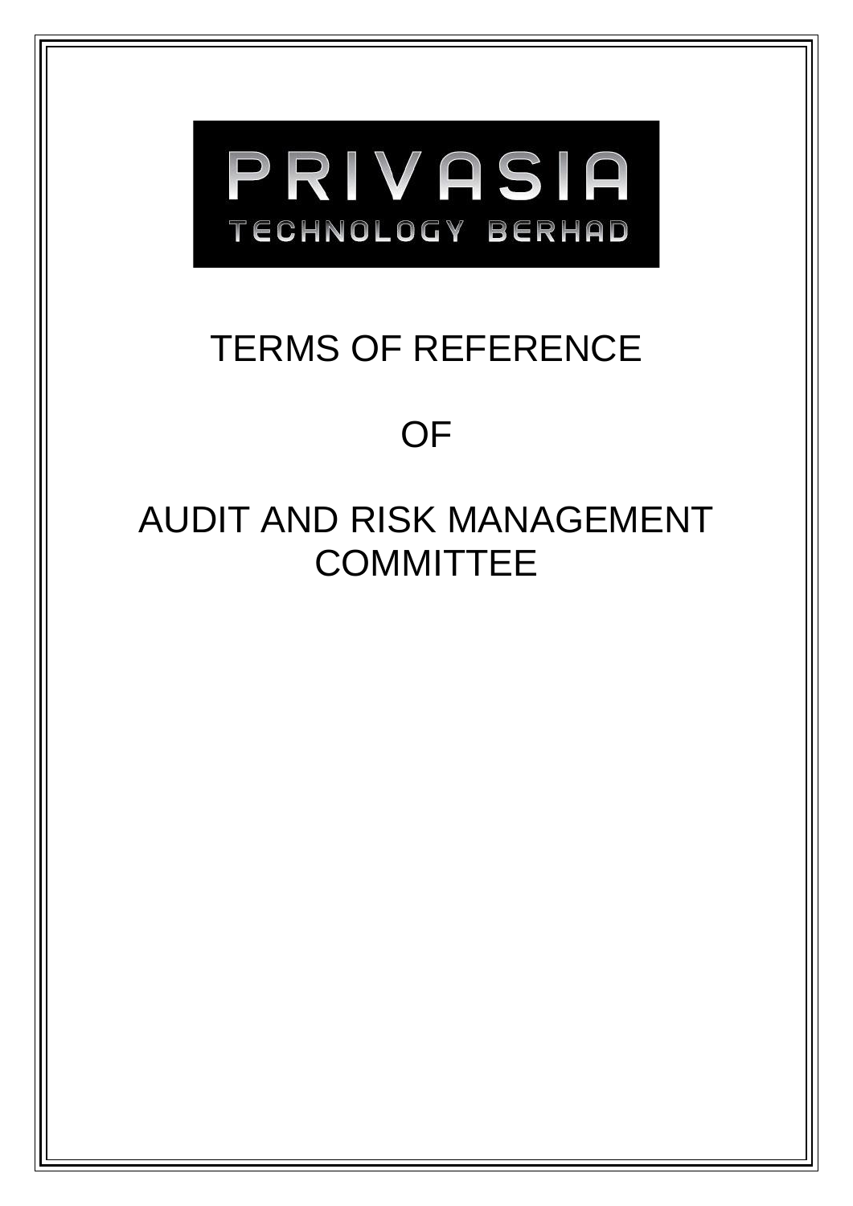PRIVASIA

TECHNOLOGY BERHAD

# TERMS OF REFERENCE

# OF

# AUDIT AND RISK MANAGEMENT COMMITTEE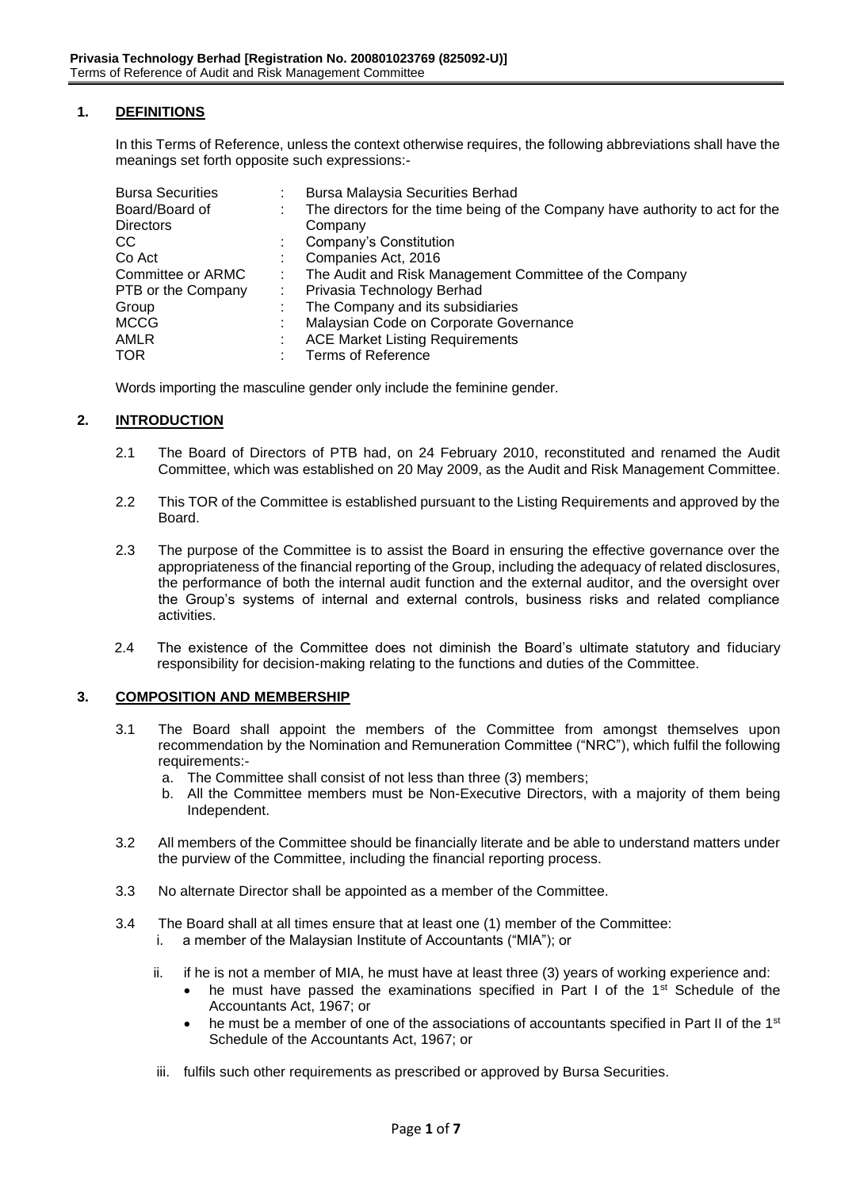## 1. DEFINITIONS

In this Terms of Reference, unless the context otherwise requires, the following abbreviations shall have the meanings set forth opposite such expressions:-

| | | |
|---|---|---|
| Bursa Securities | : | Bursa Malaysia Securities Berhad |
| Board/Board of Directors | : | The directors for the time being of the Company have authority to act for the Company |
| CC | : | Company's Constitution |
| Co Act | : | Companies Act, 2016 |
| Committee or ARMC | : | The Audit and Risk Management Committee of the Company |
| PTB or the Company | : | Privasia Technology Berhad |
| Group | : | The Company and its subsidiaries |
| MCCG | : | Malaysian Code on Corporate Governance |
| AMLR | : | ACE Market Listing Requirements |
| TOR | : | Terms of Reference |

Words importing the masculine gender only include the feminine gender.

## 2. INTRODUCTION

2.1 The Board of Directors of PTB had, on 24 February 2010, reconstituted and renamed the Audit Committee, which was established on 20 May 2009, as the Audit and Risk Management Committee.

2.2 This TOR of the Committee is established pursuant to the Listing Requirements and approved by the Board.

2.3 The purpose of the Committee is to assist the Board in ensuring the effective governance over the appropriateness of the financial reporting of the Group, including the adequacy of related disclosures, the performance of both the internal audit function and the external auditor, and the oversight over the Group's systems of internal and external controls, business risks and related compliance activities.

2.4 The existence of the Committee does not diminish the Board's ultimate statutory and fiduciary responsibility for decision-making relating to the functions and duties of the Committee.

## 3. COMPOSITION AND MEMBERSHIP

3.1 The Board shall appoint the members of the Committee from amongst themselves upon recommendation by the Nomination and Remuneration Committee ("NRC"), which fulfil the following requirements:-

   a. The Committee shall consist of not less than three (3) members;
   b. All the Committee members must be Non-Executive Directors, with a majority of them being Independent.

3.2 All members of the Committee should be financially literate and be able to understand matters under the purview of the Committee, including the financial reporting process.

3.3 No alternate Director shall be appointed as a member of the Committee.

3.4 The Board shall at all times ensure that at least one (1) member of the Committee:

   i. a member of the Malaysian Institute of Accountants ("MIA"); or

   ii. if he is not a member of MIA, he must have at least three (3) years of working experience and:
      - he must have passed the examinations specified in Part I of the 1st Schedule of the Accountants Act, 1967; or
      - he must be a member of one of the associations of accountants specified in Part II of the 1st Schedule of the Accountants Act, 1967; or

   iii. fulfils such other requirements as prescribed or approved by Bursa Securities.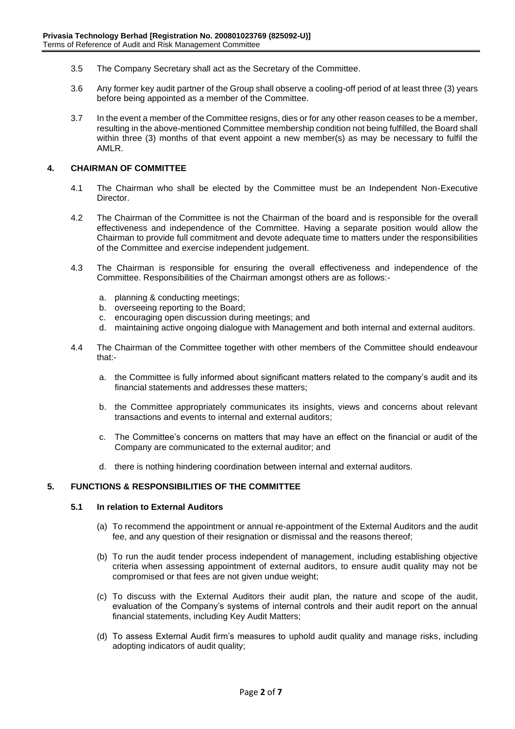3.5 The Company Secretary shall act as the Secretary of the Committee.

3.6 Any former key audit partner of the Group shall observe a cooling-off period of at least three (3) years before being appointed as a member of the Committee.

3.7 In the event a member of the Committee resigns, dies or for any other reason ceases to be a member, resulting in the above-mentioned Committee membership condition not being fulfilled, the Board shall within three (3) months of that event appoint a new member(s) as may be necessary to fulfil the AMLR.

## 4. CHAIRMAN OF COMMITTEE

4.1 The Chairman who shall be elected by the Committee must be an Independent Non-Executive Director.

4.2 The Chairman of the Committee is not the Chairman of the board and is responsible for the overall effectiveness and independence of the Committee. Having a separate position would allow the Chairman to provide full commitment and devote adequate time to matters under the responsibilities of the Committee and exercise independent judgement.

4.3 The Chairman is responsible for ensuring the overall effectiveness and independence of the Committee. Responsibilities of the Chairman amongst others are as follows:-

a. planning & conducting meetings;
b. overseeing reporting to the Board;
c. encouraging open discussion during meetings; and
d. maintaining active ongoing dialogue with Management and both internal and external auditors.

4.4 The Chairman of the Committee together with other members of the Committee should endeavour that:-

a. the Committee is fully informed about significant matters related to the company's audit and its financial statements and addresses these matters;

b. the Committee appropriately communicates its insights, views and concerns about relevant transactions and events to internal and external auditors;

c. The Committee's concerns on matters that may have an effect on the financial or audit of the Company are communicated to the external auditor; and

d. there is nothing hindering coordination between internal and external auditors.

## 5. FUNCTIONS & RESPONSIBILITIES OF THE COMMITTEE

### 5.1 In relation to External Auditors

(a) To recommend the appointment or annual re-appointment of the External Auditors and the audit fee, and any question of their resignation or dismissal and the reasons thereof;

(b) To run the audit tender process independent of management, including establishing objective criteria when assessing appointment of external auditors, to ensure audit quality may not be compromised or that fees are not given undue weight;

(c) To discuss with the External Auditors their audit plan, the nature and scope of the audit, evaluation of the Company's systems of internal controls and their audit report on the annual financial statements, including Key Audit Matters;

(d) To assess External Audit firm's measures to uphold audit quality and manage risks, including adopting indicators of audit quality;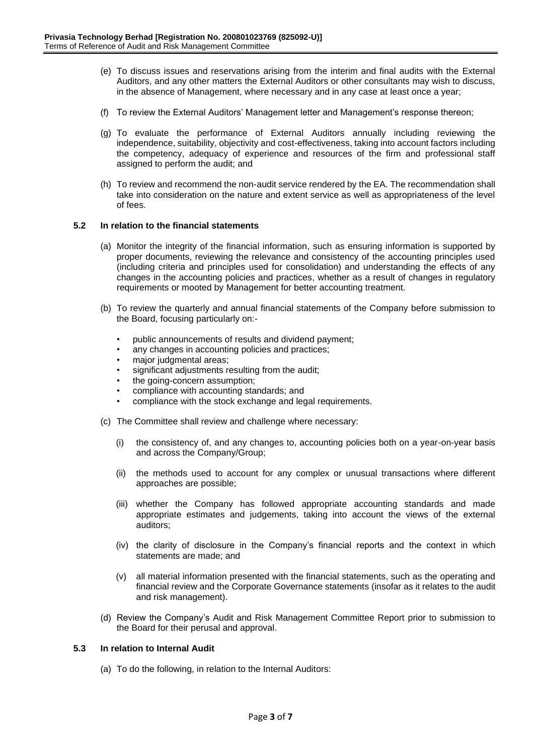(e) To discuss issues and reservations arising from the interim and final audits with the External Auditors, and any other matters the External Auditors or other consultants may wish to discuss, in the absence of Management, where necessary and in any case at least once a year;

(f) To review the External Auditors' Management letter and Management's response thereon;

(g) To evaluate the performance of External Auditors annually including reviewing the independence, suitability, objectivity and cost-effectiveness, taking into account factors including the competency, adequacy of experience and resources of the firm and professional staff assigned to perform the audit; and

(h) To review and recommend the non-audit service rendered by the EA. The recommendation shall take into consideration on the nature and extent service as well as appropriateness of the level of fees.

### 5.2 In relation to the financial statements

(a) Monitor the integrity of the financial information, such as ensuring information is supported by proper documents, reviewing the relevance and consistency of the accounting principles used (including criteria and principles used for consolidation) and understanding the effects of any changes in the accounting policies and practices, whether as a result of changes in regulatory requirements or mooted by Management for better accounting treatment.

(b) To review the quarterly and annual financial statements of the Company before submission to the Board, focusing particularly on:-

- public announcements of results and dividend payment;
- any changes in accounting policies and practices;
- major judgmental areas;
- significant adjustments resulting from the audit;
- the going-concern assumption;
- compliance with accounting standards; and
- compliance with the stock exchange and legal requirements.

(c) The Committee shall review and challenge where necessary:

(i) the consistency of, and any changes to, accounting policies both on a year-on-year basis and across the Company/Group;

(ii) the methods used to account for any complex or unusual transactions where different approaches are possible;

(iii) whether the Company has followed appropriate accounting standards and made appropriate estimates and judgements, taking into account the views of the external auditors;

(iv) the clarity of disclosure in the Company's financial reports and the context in which statements are made; and

(v) all material information presented with the financial statements, such as the operating and financial review and the Corporate Governance statements (insofar as it relates to the audit and risk management).

(d) Review the Company's Audit and Risk Management Committee Report prior to submission to the Board for their perusal and approval.

### 5.3 In relation to Internal Audit

(a) To do the following, in relation to the Internal Auditors: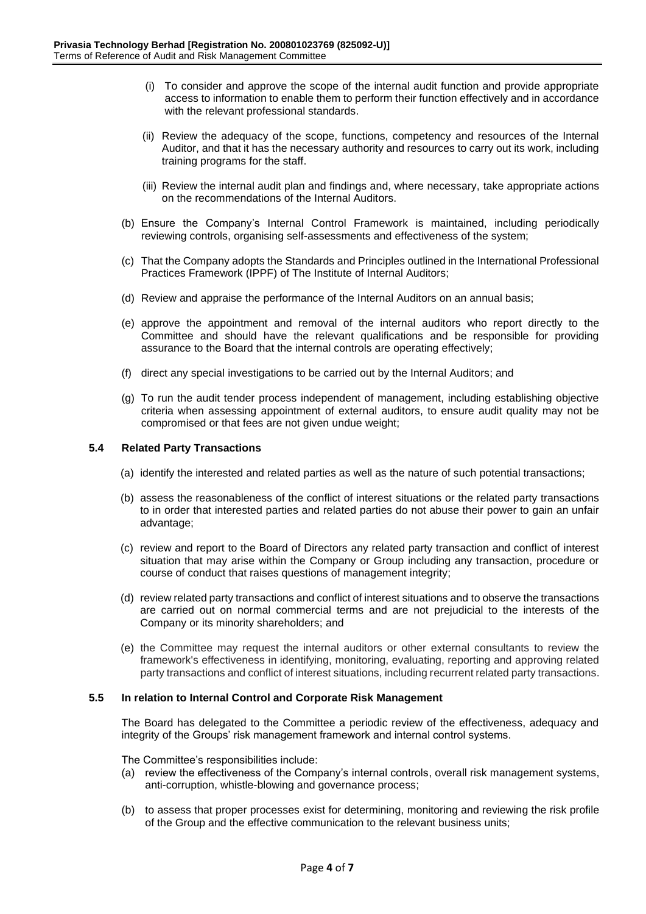(i) To consider and approve the scope of the internal audit function and provide appropriate access to information to enable them to perform their function effectively and in accordance with the relevant professional standards.

(ii) Review the adequacy of the scope, functions, competency and resources of the Internal Auditor, and that it has the necessary authority and resources to carry out its work, including training programs for the staff.

(iii) Review the internal audit plan and findings and, where necessary, take appropriate actions on the recommendations of the Internal Auditors.

(b) Ensure the Company's Internal Control Framework is maintained, including periodically reviewing controls, organising self-assessments and effectiveness of the system;

(c) That the Company adopts the Standards and Principles outlined in the International Professional Practices Framework (IPPF) of The Institute of Internal Auditors;

(d) Review and appraise the performance of the Internal Auditors on an annual basis;

(e) approve the appointment and removal of the internal auditors who report directly to the Committee and should have the relevant qualifications and be responsible for providing assurance to the Board that the internal controls are operating effectively;

(f) direct any special investigations to be carried out by the Internal Auditors; and

(g) To run the audit tender process independent of management, including establishing objective criteria when assessing appointment of external auditors, to ensure audit quality may not be compromised or that fees are not given undue weight;

### 5.4 Related Party Transactions

(a) identify the interested and related parties as well as the nature of such potential transactions;

(b) assess the reasonableness of the conflict of interest situations or the related party transactions to in order that interested parties and related parties do not abuse their power to gain an unfair advantage;

(c) review and report to the Board of Directors any related party transaction and conflict of interest situation that may arise within the Company or Group including any transaction, procedure or course of conduct that raises questions of management integrity;

(d) review related party transactions and conflict of interest situations and to observe the transactions are carried out on normal commercial terms and are not prejudicial to the interests of the Company or its minority shareholders; and

(e) the Committee may request the internal auditors or other external consultants to review the framework's effectiveness in identifying, monitoring, evaluating, reporting and approving related party transactions and conflict of interest situations, including recurrent related party transactions.

### 5.5 In relation to Internal Control and Corporate Risk Management

The Board has delegated to the Committee a periodic review of the effectiveness, adequacy and integrity of the Groups' risk management framework and internal control systems.

The Committee's responsibilities include:

(a) review the effectiveness of the Company's internal controls, overall risk management systems, anti-corruption, whistle-blowing and governance process;

(b) to assess that proper processes exist for determining, monitoring and reviewing the risk profile of the Group and the effective communication to the relevant business units;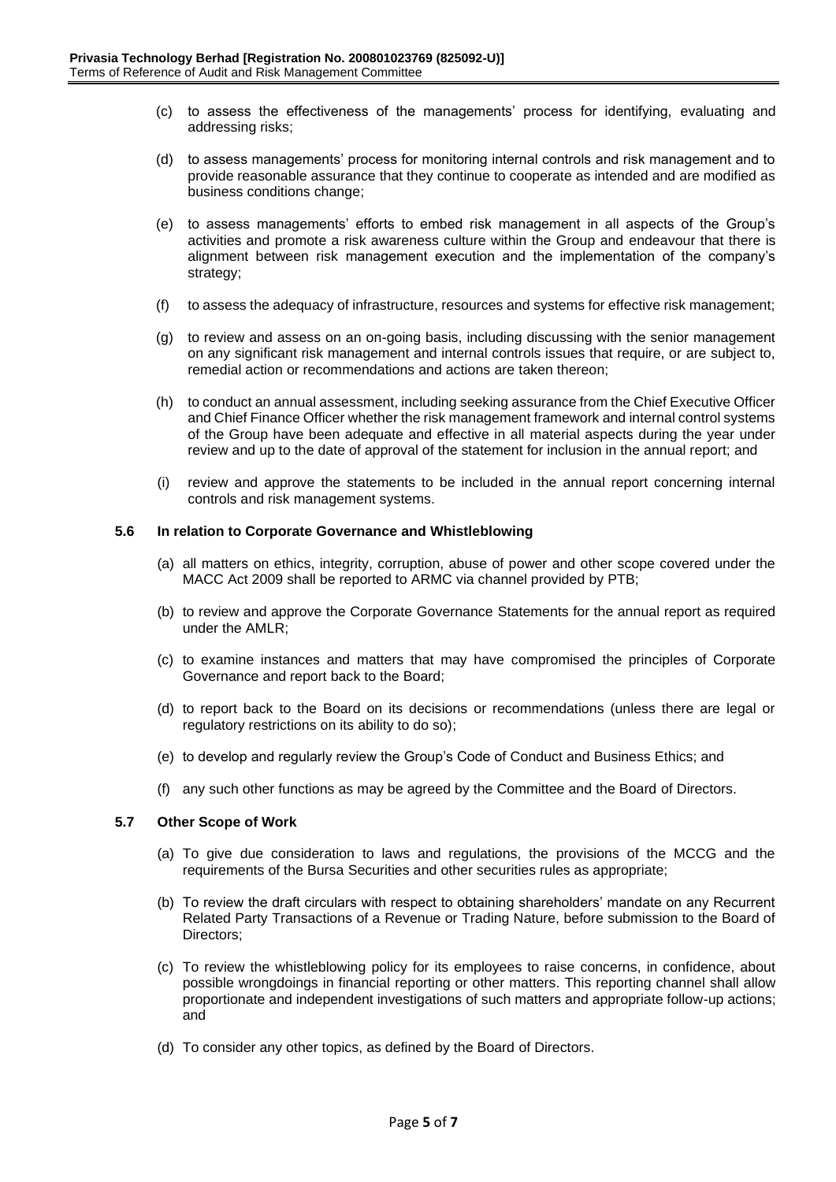(c) to assess the effectiveness of the managements' process for identifying, evaluating and addressing risks;

(d) to assess managements' process for monitoring internal controls and risk management and to provide reasonable assurance that they continue to cooperate as intended and are modified as business conditions change;

(e) to assess managements' efforts to embed risk management in all aspects of the Group's activities and promote a risk awareness culture within the Group and endeavour that there is alignment between risk management execution and the implementation of the company's strategy;

(f) to assess the adequacy of infrastructure, resources and systems for effective risk management;

(g) to review and assess on an on-going basis, including discussing with the senior management on any significant risk management and internal controls issues that require, or are subject to, remedial action or recommendations and actions are taken thereon;

(h) to conduct an annual assessment, including seeking assurance from the Chief Executive Officer and Chief Finance Officer whether the risk management framework and internal control systems of the Group have been adequate and effective in all material aspects during the year under review and up to the date of approval of the statement for inclusion in the annual report; and

(i) review and approve the statements to be included in the annual report concerning internal controls and risk management systems.

### 5.6 In relation to Corporate Governance and Whistleblowing

(a) all matters on ethics, integrity, corruption, abuse of power and other scope covered under the MACC Act 2009 shall be reported to ARMC via channel provided by PTB;

(b) to review and approve the Corporate Governance Statements for the annual report as required under the AMLR;

(c) to examine instances and matters that may have compromised the principles of Corporate Governance and report back to the Board;

(d) to report back to the Board on its decisions or recommendations (unless there are legal or regulatory restrictions on its ability to do so);

(e) to develop and regularly review the Group's Code of Conduct and Business Ethics; and

(f) any such other functions as may be agreed by the Committee and the Board of Directors.

### 5.7 Other Scope of Work

(a) To give due consideration to laws and regulations, the provisions of the MCCG and the requirements of the Bursa Securities and other securities rules as appropriate;

(b) To review the draft circulars with respect to obtaining shareholders' mandate on any Recurrent Related Party Transactions of a Revenue or Trading Nature, before submission to the Board of Directors;

(c) To review the whistleblowing policy for its employees to raise concerns, in confidence, about possible wrongdoings in financial reporting or other matters. This reporting channel shall allow proportionate and independent investigations of such matters and appropriate follow-up actions; and

(d) To consider any other topics, as defined by the Board of Directors.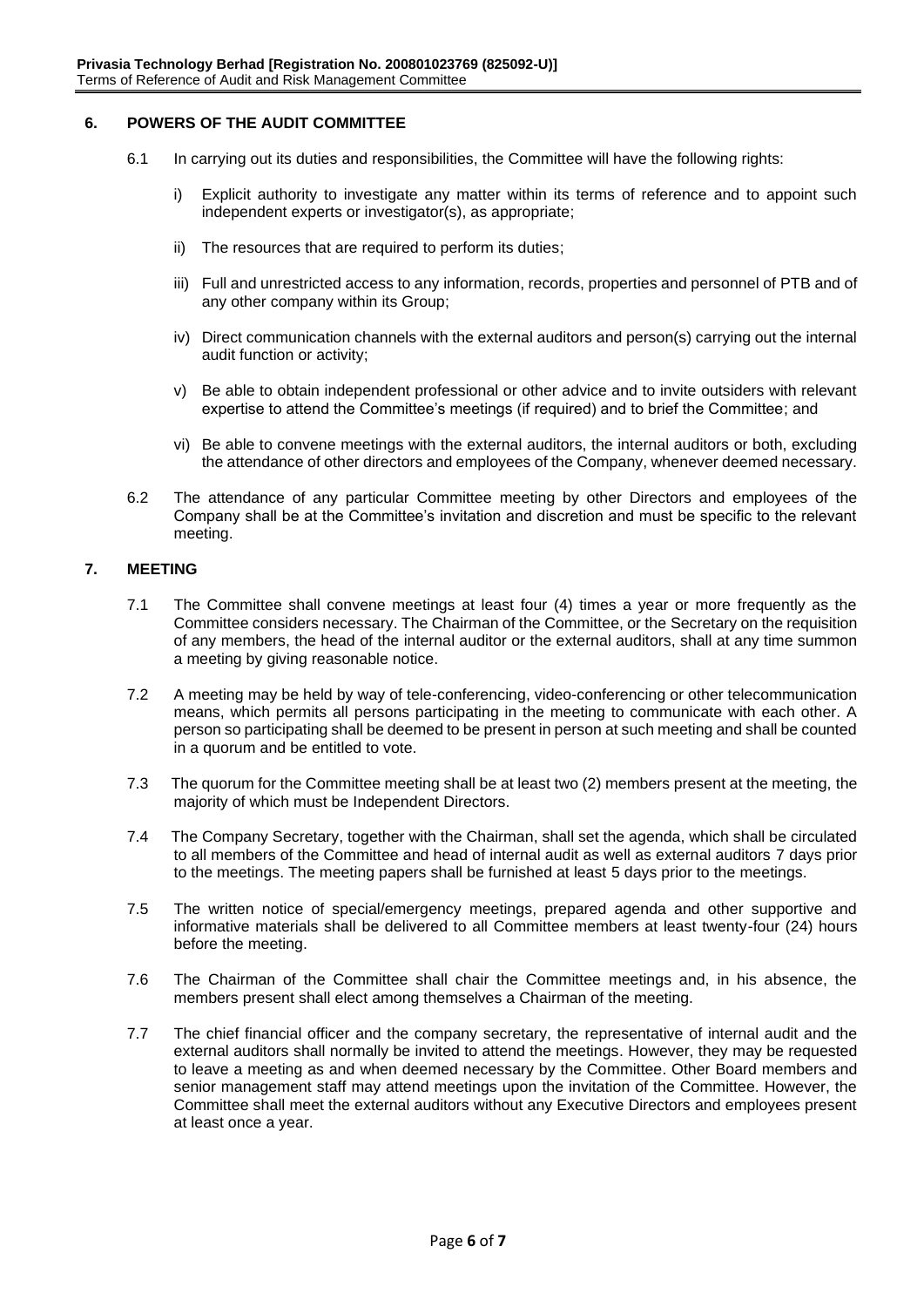## 6. POWERS OF THE AUDIT COMMITTEE

6.1 In carrying out its duties and responsibilities, the Committee will have the following rights:

i) Explicit authority to investigate any matter within its terms of reference and to appoint such independent experts or investigator(s), as appropriate;

ii) The resources that are required to perform its duties;

iii) Full and unrestricted access to any information, records, properties and personnel of PTB and of any other company within its Group;

iv) Direct communication channels with the external auditors and person(s) carrying out the internal audit function or activity;

v) Be able to obtain independent professional or other advice and to invite outsiders with relevant expertise to attend the Committee's meetings (if required) and to brief the Committee; and

vi) Be able to convene meetings with the external auditors, the internal auditors or both, excluding the attendance of other directors and employees of the Company, whenever deemed necessary.

6.2 The attendance of any particular Committee meeting by other Directors and employees of the Company shall be at the Committee's invitation and discretion and must be specific to the relevant meeting.

## 7. MEETING

7.1 The Committee shall convene meetings at least four (4) times a year or more frequently as the Committee considers necessary. The Chairman of the Committee, or the Secretary on the requisition of any members, the head of the internal auditor or the external auditors, shall at any time summon a meeting by giving reasonable notice.

7.2 A meeting may be held by way of tele-conferencing, video-conferencing or other telecommunication means, which permits all persons participating in the meeting to communicate with each other. A person so participating shall be deemed to be present in person at such meeting and shall be counted in a quorum and be entitled to vote.

7.3 The quorum for the Committee meeting shall be at least two (2) members present at the meeting, the majority of which must be Independent Directors.

7.4 The Company Secretary, together with the Chairman, shall set the agenda, which shall be circulated to all members of the Committee and head of internal audit as well as external auditors 7 days prior to the meetings. The meeting papers shall be furnished at least 5 days prior to the meetings.

7.5 The written notice of special/emergency meetings, prepared agenda and other supportive and informative materials shall be delivered to all Committee members at least twenty-four (24) hours before the meeting.

7.6 The Chairman of the Committee shall chair the Committee meetings and, in his absence, the members present shall elect among themselves a Chairman of the meeting.

7.7 The chief financial officer and the company secretary, the representative of internal audit and the external auditors shall normally be invited to attend the meetings. However, they may be requested to leave a meeting as and when deemed necessary by the Committee. Other Board members and senior management staff may attend meetings upon the invitation of the Committee. However, the Committee shall meet the external auditors without any Executive Directors and employees present at least once a year.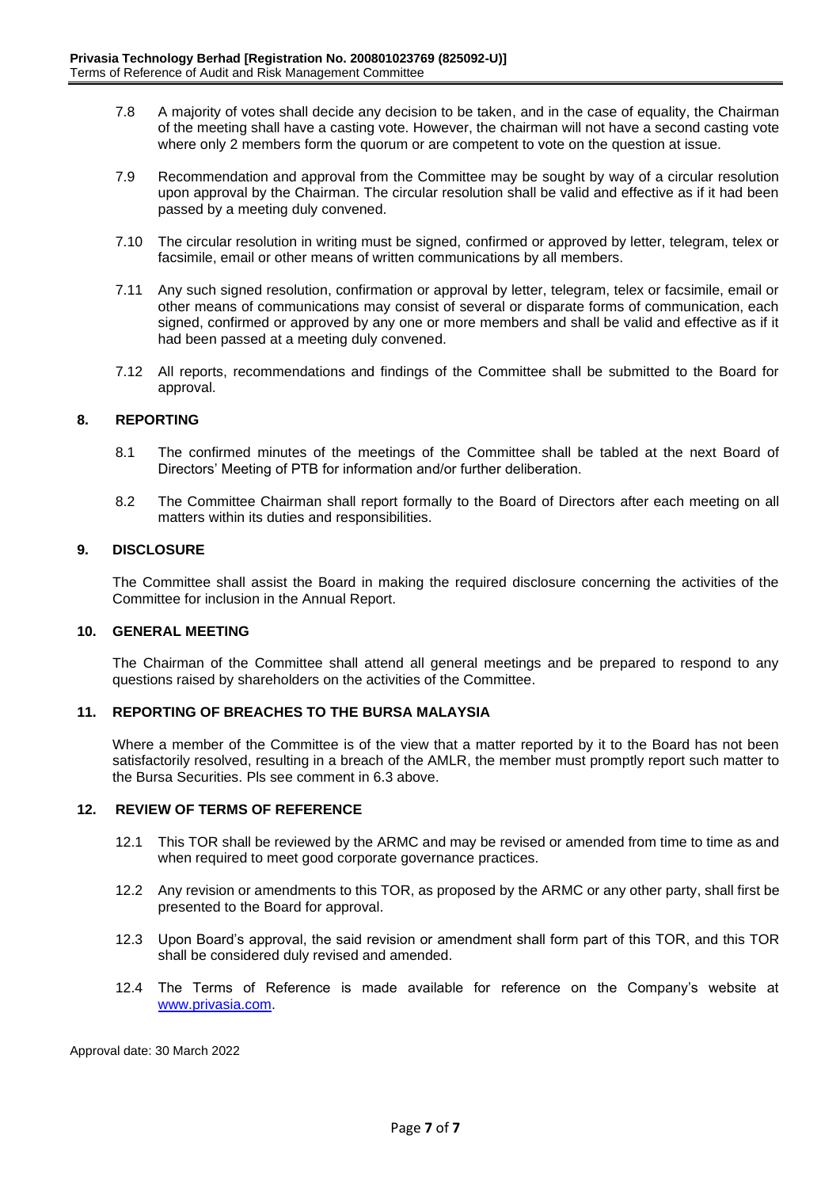7.8 A majority of votes shall decide any decision to be taken, and in the case of equality, the Chairman of the meeting shall have a casting vote. However, the chairman will not have a second casting vote where only 2 members form the quorum or are competent to vote on the question at issue.

7.9 Recommendation and approval from the Committee may be sought by way of a circular resolution upon approval by the Chairman. The circular resolution shall be valid and effective as if it had been passed by a meeting duly convened.

7.10 The circular resolution in writing must be signed, confirmed or approved by letter, telegram, telex or facsimile, email or other means of written communications by all members.

7.11 Any such signed resolution, confirmation or approval by letter, telegram, telex or facsimile, email or other means of communications may consist of several or disparate forms of communication, each signed, confirmed or approved by any one or more members and shall be valid and effective as if it had been passed at a meeting duly convened.

7.12 All reports, recommendations and findings of the Committee shall be submitted to the Board for approval.

## 8. REPORTING

8.1 The confirmed minutes of the meetings of the Committee shall be tabled at the next Board of Directors' Meeting of PTB for information and/or further deliberation.

8.2 The Committee Chairman shall report formally to the Board of Directors after each meeting on all matters within its duties and responsibilities.

## 9. DISCLOSURE

The Committee shall assist the Board in making the required disclosure concerning the activities of the Committee for inclusion in the Annual Report.

## 10. GENERAL MEETING

The Chairman of the Committee shall attend all general meetings and be prepared to respond to any questions raised by shareholders on the activities of the Committee.

## 11. REPORTING OF BREACHES TO THE BURSA MALAYSIA

Where a member of the Committee is of the view that a matter reported by it to the Board has not been satisfactorily resolved, resulting in a breach of the AMLR, the member must promptly report such matter to the Bursa Securities. Pls see comment in 6.3 above.

## 12. REVIEW OF TERMS OF REFERENCE

12.1 This TOR shall be reviewed by the ARMC and may be revised or amended from time to time as and when required to meet good corporate governance practices.

12.2 Any revision or amendments to this TOR, as proposed by the ARMC or any other party, shall first be presented to the Board for approval.

12.3 Upon Board's approval, the said revision or amendment shall form part of this TOR, and this TOR shall be considered duly revised and amended.

12.4 The Terms of Reference is made available for reference on the Company's website at [www.privasia.com](http://www.privasia.com).

Approval date: 30 March 2022